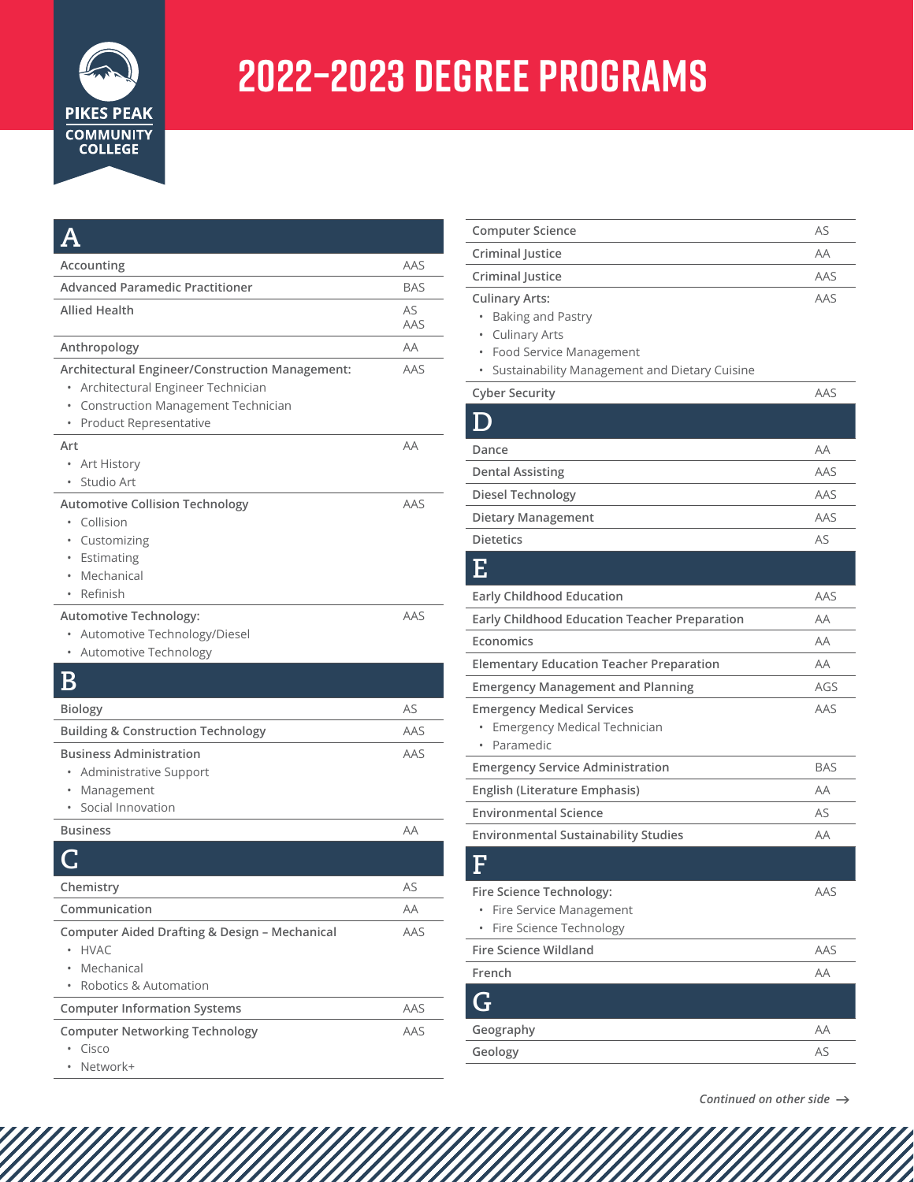PIKES PEAK COMMUNITY COLLEGE

# 2022-2023 DEGREE PROGRAMS

## A

| Program | Degree |
|---|---|
| Accounting | AAS |
| Advanced Paramedic Practitioner | BAS |
| Allied Health | AS<br>AAS |
| Anthropology | AA |
| Architectural Engineer/Construction Management:<br>• Architectural Engineer Technician<br>• Construction Management Technician<br>• Product Representative | AAS |
| Art<br>• Art History<br>• Studio Art | AA |
| Automotive Collision Technology<br>• Collision<br>• Customizing<br>• Estimating<br>• Mechanical<br>• Refinish | AAS |
| Automotive Technology:<br>• Automotive Technology/Diesel<br>• Automotive Technology | AAS |

## B

| Program | Degree |
|---|---|
| Biology | AS |
| Building & Construction Technology | AAS |
| Business Administration<br>• Administrative Support<br>• Management<br>• Social Innovation | AAS |
| Business | AA |

## C

| Program | Degree |
|---|---|
| Chemistry | AS |
| Communication | AA |
| Computer Aided Drafting & Design – Mechanical<br>• HVAC<br>• Mechanical<br>• Robotics & Automation | AAS |
| Computer Information Systems | AAS |
| Computer Networking Technology<br>• Cisco<br>• Network+ | AAS |
| Computer Science | AS |
| Criminal Justice | AA |
| Criminal Justice | AAS |
| Culinary Arts:<br>• Baking and Pastry<br>• Culinary Arts<br>• Food Service Management<br>• Sustainability Management and Dietary Cuisine | AAS |
| Cyber Security | AAS |

## D

| Program | Degree |
|---|---|
| Dance | AA |
| Dental Assisting | AAS |
| Diesel Technology | AAS |
| Dietary Management | AAS |
| Dietetics | AS |

## E

| Program | Degree |
|---|---|
| Early Childhood Education | AAS |
| Early Childhood Education Teacher Preparation | AA |
| Economics | AA |
| Elementary Education Teacher Preparation | AA |
| Emergency Management and Planning | AGS |
| Emergency Medical Services<br>• Emergency Medical Technician<br>• Paramedic | AAS |
| Emergency Service Administration | BAS |
| English (Literature Emphasis) | AA |
| Environmental Science | AS |
| Environmental Sustainability Studies | AA |

## F

| Program | Degree |
|---|---|
| Fire Science Technology:<br>• Fire Service Management<br>• Fire Science Technology | AAS |
| Fire Science Wildland | AAS |
| French | AA |

## G

| Program | Degree |
|---|---|
| Geography | AA |
| Geology | AS |

*Continued on other side →*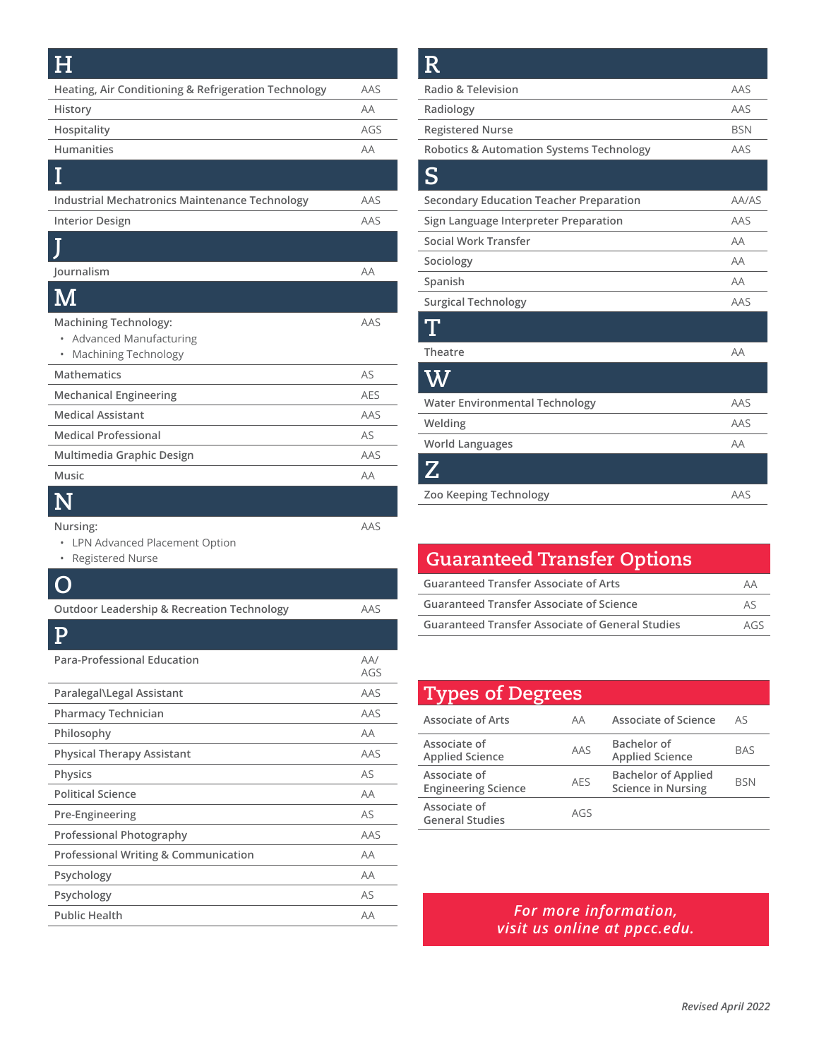## H

| | |
|---|---|
| Heating, Air Conditioning & Refrigeration Technology | AAS |
| History | AA |
| Hospitality | AGS |
| Humanities | AA |

## I

| | |
|---|---|
| Industrial Mechatronics Maintenance Technology | AAS |
| Interior Design | AAS |

## J

| | |
|---|---|
| Journalism | AA |

## M

| | |
|---|---|
| Machining Technology:<br>• Advanced Manufacturing<br>• Machining Technology | AAS |
| Mathematics | AS |
| Mechanical Engineering | AES |
| Medical Assistant | AAS |
| Medical Professional | AS |
| Multimedia Graphic Design | AAS |
| Music | AA |

## N

| | |
|---|---|
| Nursing:<br>• LPN Advanced Placement Option<br>• Registered Nurse | AAS |

## O

| | |
|---|---|
| Outdoor Leadership & Recreation Technology | AAS |

## P

| | |
|---|---|
| Para-Professional Education | AA/ AGS |
| Paralegal\Legal Assistant | AAS |
| Pharmacy Technician | AAS |
| Philosophy | AA |
| Physical Therapy Assistant | AAS |
| Physics | AS |
| Political Science | AA |
| Pre-Engineering | AS |
| Professional Photography | AAS |
| Professional Writing & Communication | AA |
| Psychology | AA |
| Psychology | AS |
| Public Health | AA |

## R

| | |
|---|---|
| Radio & Television | AAS |
| Radiology | AAS |
| Registered Nurse | BSN |
| Robotics & Automation Systems Technology | AAS |

## S

| | |
|---|---|
| Secondary Education Teacher Preparation | AA/AS |
| Sign Language Interpreter Preparation | AAS |
| Social Work Transfer | AA |
| Sociology | AA |
| Spanish | AA |
| Surgical Technology | AAS |

## T

| | |
|---|---|
| Theatre | AA |

## W

| | |
|---|---|
| Water Environmental Technology | AAS |
| Welding | AAS |
| World Languages | AA |

## Z

| | |
|---|---|
| Zoo Keeping Technology | AAS |

## Guaranteed Transfer Options

| | |
|---|---|
| Guaranteed Transfer Associate of Arts | AA |
| Guaranteed Transfer Associate of Science | AS |
| Guaranteed Transfer Associate of General Studies | AGS |

## Types of Degrees

| | | | |
|---|---|---|---|
| Associate of Arts | AA | Associate of Science | AS |
| Associate of Applied Science | AAS | Bachelor of Applied Science | BAS |
| Associate of Engineering Science | AES | Bachelor of Applied Science in Nursing | BSN |
| Associate of General Studies | AGS | | |

*For more information, visit us online at ppcc.edu.*

*Revised April 2022*